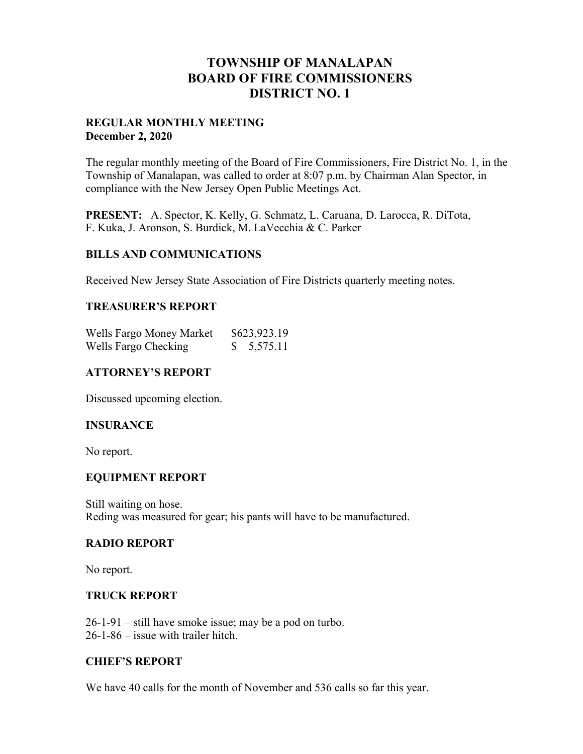# TOWNSHIP OF MANALAPAN
# BOARD OF FIRE COMMISSIONERS
# DISTRICT NO. 1

**REGULAR MONTHLY MEETING**
**December 2, 2020**

The regular monthly meeting of the Board of Fire Commissioners, Fire District No. 1, in the Township of Manalapan, was called to order at 8:07 p.m. by Chairman Alan Spector, in compliance with the New Jersey Open Public Meetings Act.

**PRESENT:** A. Spector, K. Kelly, G. Schmatz, L. Caruana, D. Larocca, R. DiTota, F. Kuka, J. Aronson, S. Burdick, M. LaVecchia & C. Parker

## BILLS AND COMMUNICATIONS

Received New Jersey State Association of Fire Districts quarterly meeting notes.

## TREASURER'S REPORT

| | |
|---|---|
| Wells Fargo Money Market | $623,923.19 |
| Wells Fargo Checking | $ 5,575.11 |

## ATTORNEY'S REPORT

Discussed upcoming election.

## INSURANCE

No report.

## EQUIPMENT REPORT

Still waiting on hose.
Reding was measured for gear; his pants will have to be manufactured.

## RADIO REPORT

No report.

## TRUCK REPORT

26-1-91 – still have smoke issue; may be a pod on turbo.
26-1-86 – issue with trailer hitch.

## CHIEF'S REPORT

We have 40 calls for the month of November and 536 calls so far this year.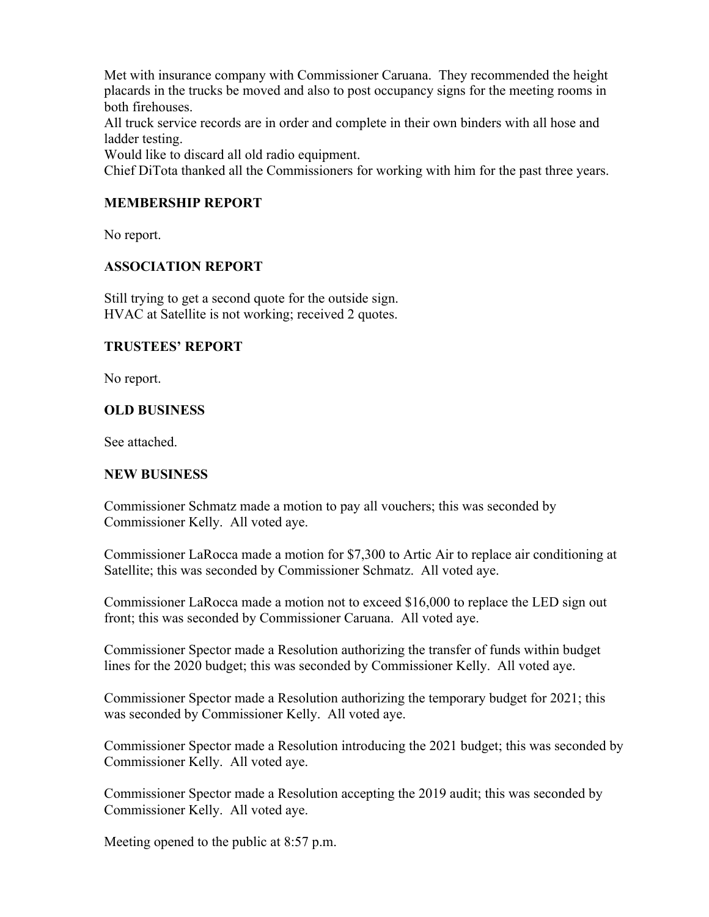Met with insurance company with Commissioner Caruana. They recommended the height placards in the trucks be moved and also to post occupancy signs for the meeting rooms in both firehouses.
All truck service records are in order and complete in their own binders with all hose and ladder testing.
Would like to discard all old radio equipment.
Chief DiTota thanked all the Commissioners for working with him for the past three years.

## MEMBERSHIP REPORT

No report.

## ASSOCIATION REPORT

Still trying to get a second quote for the outside sign.
HVAC at Satellite is not working; received 2 quotes.

## TRUSTEES' REPORT

No report.

## OLD BUSINESS

See attached.

## NEW BUSINESS

Commissioner Schmatz made a motion to pay all vouchers; this was seconded by Commissioner Kelly. All voted aye.

Commissioner LaRocca made a motion for $7,300 to Artic Air to replace air conditioning at Satellite; this was seconded by Commissioner Schmatz. All voted aye.

Commissioner LaRocca made a motion not to exceed $16,000 to replace the LED sign out front; this was seconded by Commissioner Caruana. All voted aye.

Commissioner Spector made a Resolution authorizing the transfer of funds within budget lines for the 2020 budget; this was seconded by Commissioner Kelly. All voted aye.

Commissioner Spector made a Resolution authorizing the temporary budget for 2021; this was seconded by Commissioner Kelly. All voted aye.

Commissioner Spector made a Resolution introducing the 2021 budget; this was seconded by Commissioner Kelly. All voted aye.

Commissioner Spector made a Resolution accepting the 2019 audit; this was seconded by Commissioner Kelly. All voted aye.

Meeting opened to the public at 8:57 p.m.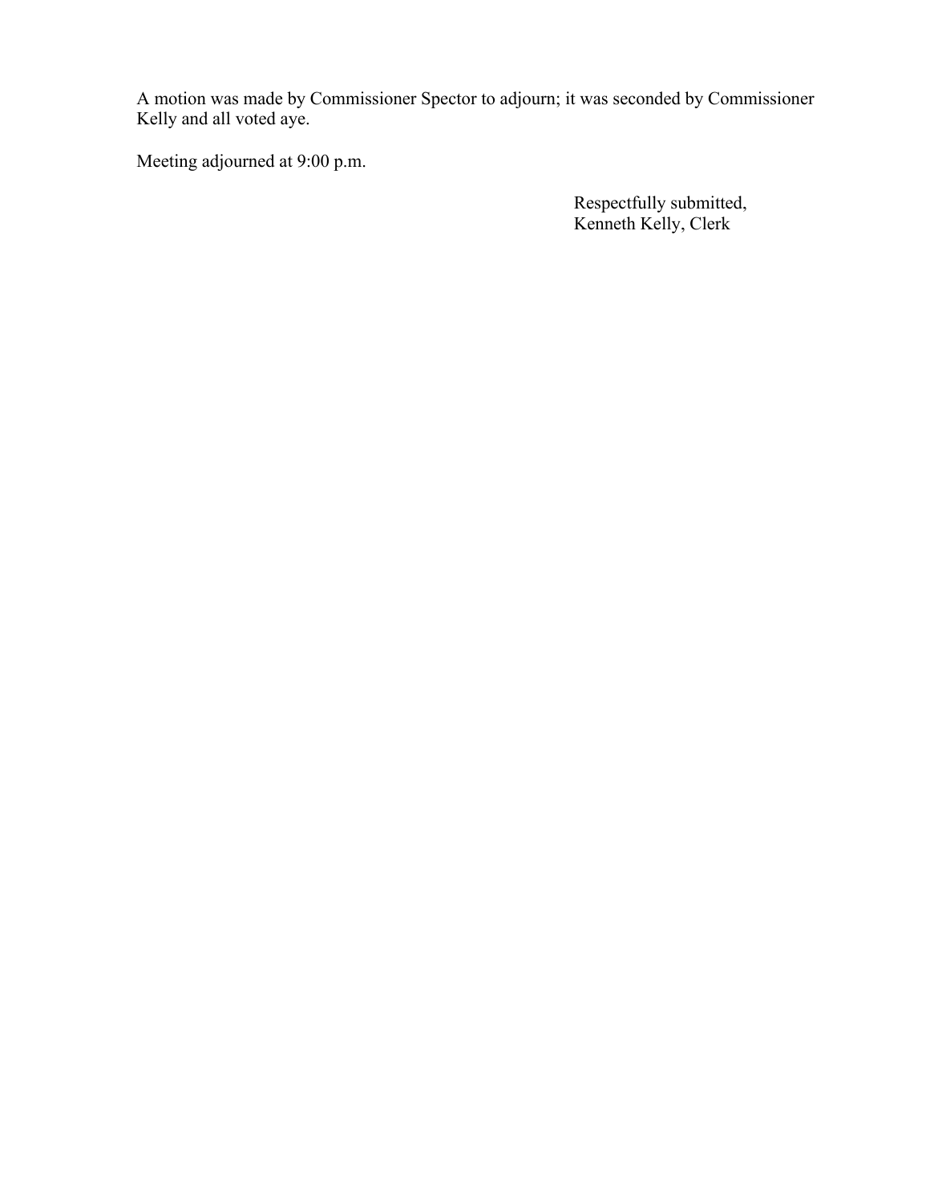A motion was made by Commissioner Spector to adjourn; it was seconded by Commissioner Kelly and all voted aye.

Meeting adjourned at 9:00 p.m.

Respectfully submitted,
Kenneth Kelly, Clerk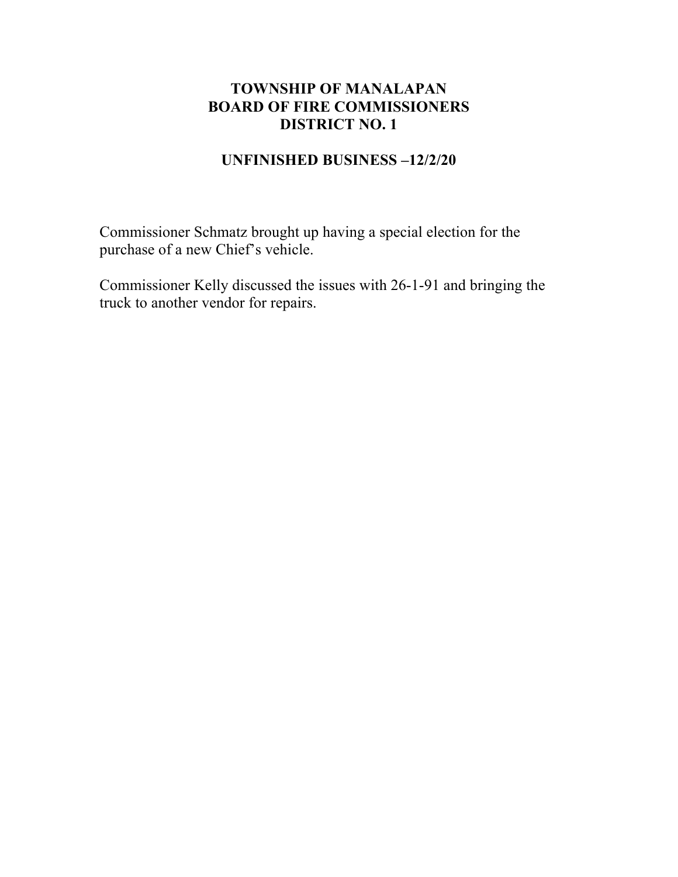# TOWNSHIP OF MANALAPAN
# BOARD OF FIRE COMMISSIONERS
# DISTRICT NO. 1

## UNFINISHED BUSINESS –12/2/20

Commissioner Schmatz brought up having a special election for the purchase of a new Chief's vehicle.

Commissioner Kelly discussed the issues with 26-1-91 and bringing the truck to another vendor for repairs.